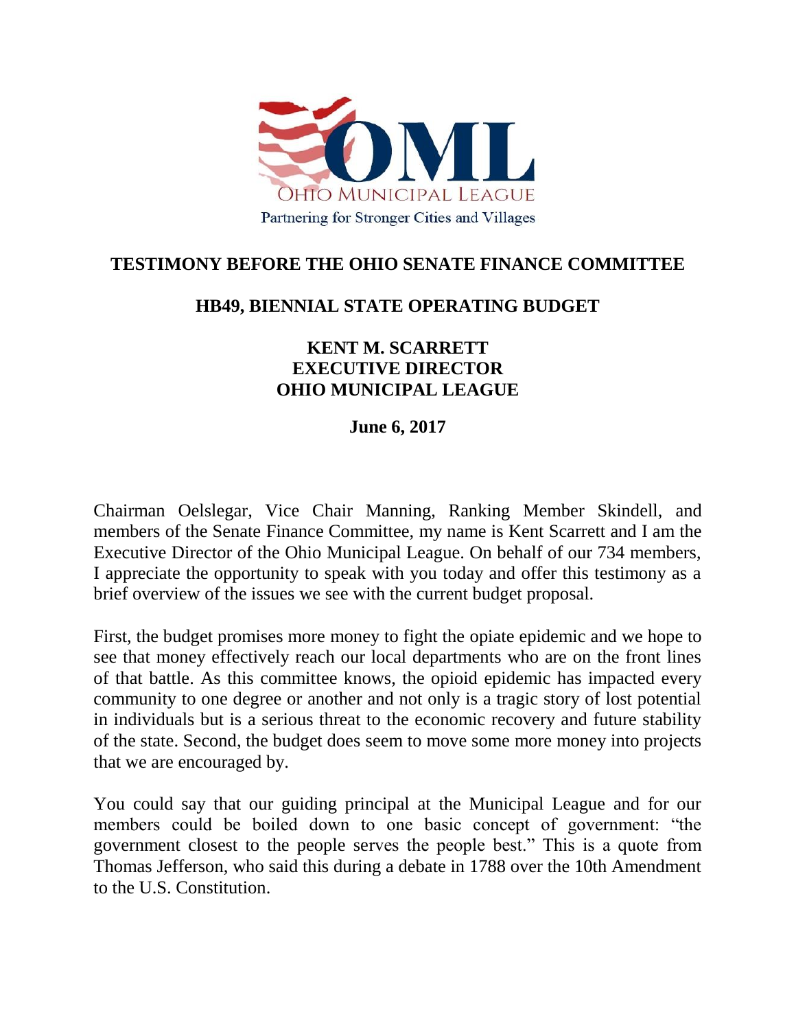OML

OHIO MUNICIPAL LEAGUE

Partnering for Stronger Cities and Villages

# TESTIMONY BEFORE THE OHIO SENATE FINANCE COMMITTEE

## HB49, BIENNIAL STATE OPERATING BUDGET

**KENT M. SCARRETT**
**EXECUTIVE DIRECTOR**
**OHIO MUNICIPAL LEAGUE**

**June 6, 2017**

Chairman Oelslegar, Vice Chair Manning, Ranking Member Skindell, and members of the Senate Finance Committee, my name is Kent Scarrett and I am the Executive Director of the Ohio Municipal League. On behalf of our 734 members, I appreciate the opportunity to speak with you today and offer this testimony as a brief overview of the issues we see with the current budget proposal.

First, the budget promises more money to fight the opiate epidemic and we hope to see that money effectively reach our local departments who are on the front lines of that battle. As this committee knows, the opioid epidemic has impacted every community to one degree or another and not only is a tragic story of lost potential in individuals but is a serious threat to the economic recovery and future stability of the state. Second, the budget does seem to move some more money into projects that we are encouraged by.

You could say that our guiding principal at the Municipal League and for our members could be boiled down to one basic concept of government: "the government closest to the people serves the people best." This is a quote from Thomas Jefferson, who said this during a debate in 1788 over the 10th Amendment to the U.S. Constitution.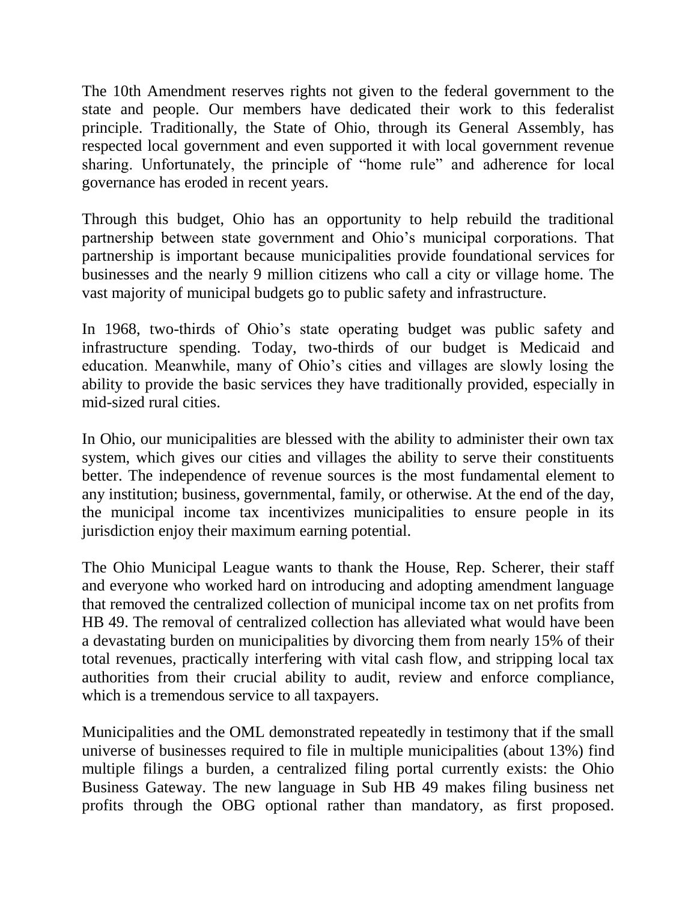The 10th Amendment reserves rights not given to the federal government to the state and people. Our members have dedicated their work to this federalist principle. Traditionally, the State of Ohio, through its General Assembly, has respected local government and even supported it with local government revenue sharing. Unfortunately, the principle of "home rule" and adherence for local governance has eroded in recent years.

Through this budget, Ohio has an opportunity to help rebuild the traditional partnership between state government and Ohio's municipal corporations. That partnership is important because municipalities provide foundational services for businesses and the nearly 9 million citizens who call a city or village home. The vast majority of municipal budgets go to public safety and infrastructure.

In 1968, two-thirds of Ohio's state operating budget was public safety and infrastructure spending. Today, two-thirds of our budget is Medicaid and education. Meanwhile, many of Ohio's cities and villages are slowly losing the ability to provide the basic services they have traditionally provided, especially in mid-sized rural cities.

In Ohio, our municipalities are blessed with the ability to administer their own tax system, which gives our cities and villages the ability to serve their constituents better. The independence of revenue sources is the most fundamental element to any institution; business, governmental, family, or otherwise. At the end of the day, the municipal income tax incentivizes municipalities to ensure people in its jurisdiction enjoy their maximum earning potential.

The Ohio Municipal League wants to thank the House, Rep. Scherer, their staff and everyone who worked hard on introducing and adopting amendment language that removed the centralized collection of municipal income tax on net profits from HB 49. The removal of centralized collection has alleviated what would have been a devastating burden on municipalities by divorcing them from nearly 15% of their total revenues, practically interfering with vital cash flow, and stripping local tax authorities from their crucial ability to audit, review and enforce compliance, which is a tremendous service to all taxpayers.

Municipalities and the OML demonstrated repeatedly in testimony that if the small universe of businesses required to file in multiple municipalities (about 13%) find multiple filings a burden, a centralized filing portal currently exists: the Ohio Business Gateway. The new language in Sub HB 49 makes filing business net profits through the OBG optional rather than mandatory, as first proposed.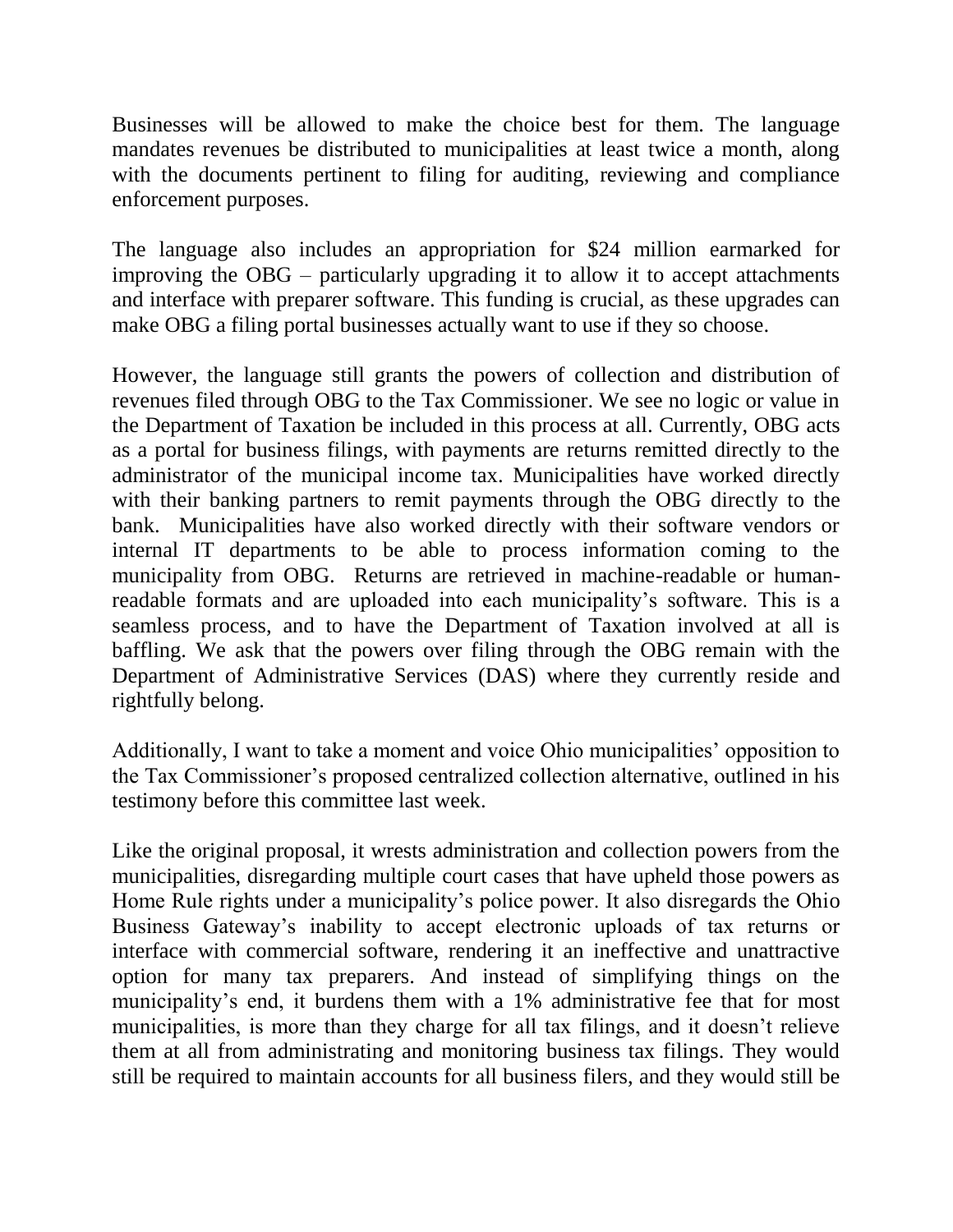Businesses will be allowed to make the choice best for them. The language mandates revenues be distributed to municipalities at least twice a month, along with the documents pertinent to filing for auditing, reviewing and compliance enforcement purposes.

The language also includes an appropriation for $24 million earmarked for improving the OBG – particularly upgrading it to allow it to accept attachments and interface with preparer software. This funding is crucial, as these upgrades can make OBG a filing portal businesses actually want to use if they so choose.

However, the language still grants the powers of collection and distribution of revenues filed through OBG to the Tax Commissioner. We see no logic or value in the Department of Taxation be included in this process at all. Currently, OBG acts as a portal for business filings, with payments are returns remitted directly to the administrator of the municipal income tax. Municipalities have worked directly with their banking partners to remit payments through the OBG directly to the bank. Municipalities have also worked directly with their software vendors or internal IT departments to be able to process information coming to the municipality from OBG. Returns are retrieved in machine-readable or human-readable formats and are uploaded into each municipality's software. This is a seamless process, and to have the Department of Taxation involved at all is baffling. We ask that the powers over filing through the OBG remain with the Department of Administrative Services (DAS) where they currently reside and rightfully belong.

Additionally, I want to take a moment and voice Ohio municipalities' opposition to the Tax Commissioner's proposed centralized collection alternative, outlined in his testimony before this committee last week.

Like the original proposal, it wrests administration and collection powers from the municipalities, disregarding multiple court cases that have upheld those powers as Home Rule rights under a municipality's police power. It also disregards the Ohio Business Gateway's inability to accept electronic uploads of tax returns or interface with commercial software, rendering it an ineffective and unattractive option for many tax preparers. And instead of simplifying things on the municipality's end, it burdens them with a 1% administrative fee that for most municipalities, is more than they charge for all tax filings, and it doesn't relieve them at all from administrating and monitoring business tax filings. They would still be required to maintain accounts for all business filers, and they would still be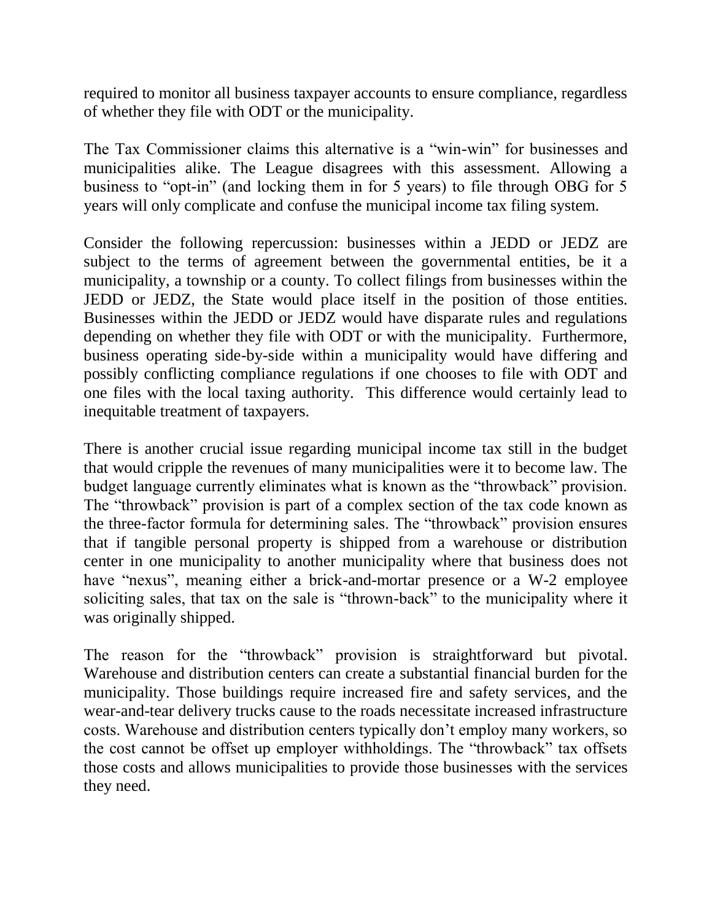required to monitor all business taxpayer accounts to ensure compliance, regardless of whether they file with ODT or the municipality.

The Tax Commissioner claims this alternative is a "win-win" for businesses and municipalities alike. The League disagrees with this assessment. Allowing a business to "opt-in" (and locking them in for 5 years) to file through OBG for 5 years will only complicate and confuse the municipal income tax filing system.

Consider the following repercussion: businesses within a JEDD or JEDZ are subject to the terms of agreement between the governmental entities, be it a municipality, a township or a county. To collect filings from businesses within the JEDD or JEDZ, the State would place itself in the position of those entities. Businesses within the JEDD or JEDZ would have disparate rules and regulations depending on whether they file with ODT or with the municipality. Furthermore, business operating side-by-side within a municipality would have differing and possibly conflicting compliance regulations if one chooses to file with ODT and one files with the local taxing authority. This difference would certainly lead to inequitable treatment of taxpayers.

There is another crucial issue regarding municipal income tax still in the budget that would cripple the revenues of many municipalities were it to become law. The budget language currently eliminates what is known as the "throwback" provision. The "throwback" provision is part of a complex section of the tax code known as the three-factor formula for determining sales. The "throwback" provision ensures that if tangible personal property is shipped from a warehouse or distribution center in one municipality to another municipality where that business does not have "nexus", meaning either a brick-and-mortar presence or a W-2 employee soliciting sales, that tax on the sale is "thrown-back" to the municipality where it was originally shipped.

The reason for the "throwback" provision is straightforward but pivotal. Warehouse and distribution centers can create a substantial financial burden for the municipality. Those buildings require increased fire and safety services, and the wear-and-tear delivery trucks cause to the roads necessitate increased infrastructure costs. Warehouse and distribution centers typically don't employ many workers, so the cost cannot be offset up employer withholdings. The "throwback" tax offsets those costs and allows municipalities to provide those businesses with the services they need.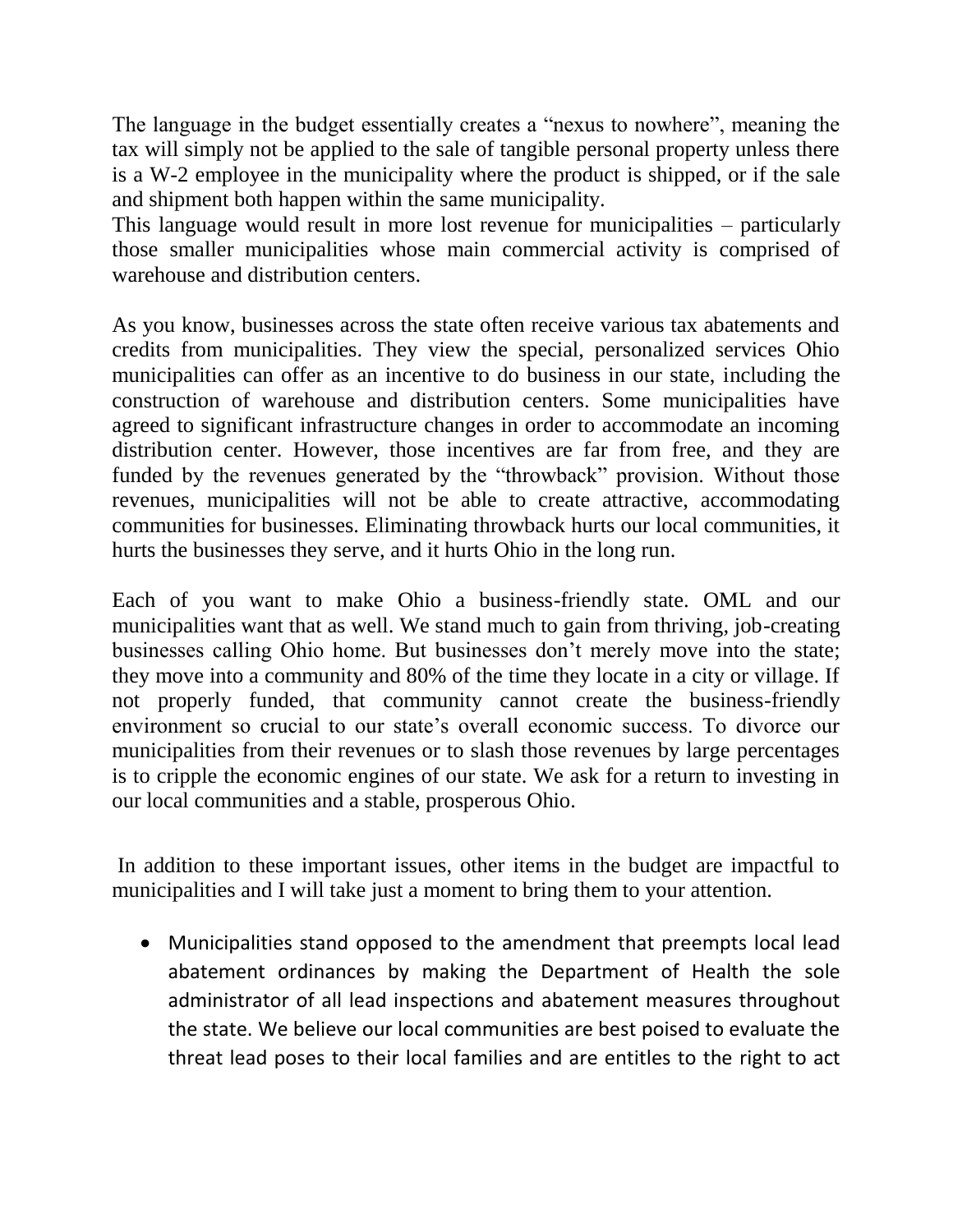The language in the budget essentially creates a “nexus to nowhere”, meaning the tax will simply not be applied to the sale of tangible personal property unless there is a W-2 employee in the municipality where the product is shipped, or if the sale and shipment both happen within the same municipality.
This language would result in more lost revenue for municipalities – particularly those smaller municipalities whose main commercial activity is comprised of warehouse and distribution centers.

As you know, businesses across the state often receive various tax abatements and credits from municipalities. They view the special, personalized services Ohio municipalities can offer as an incentive to do business in our state, including the construction of warehouse and distribution centers. Some municipalities have agreed to significant infrastructure changes in order to accommodate an incoming distribution center. However, those incentives are far from free, and they are funded by the revenues generated by the “throwback” provision. Without those revenues, municipalities will not be able to create attractive, accommodating communities for businesses. Eliminating throwback hurts our local communities, it hurts the businesses they serve, and it hurts Ohio in the long run.

Each of you want to make Ohio a business-friendly state. OML and our municipalities want that as well. We stand much to gain from thriving, job-creating businesses calling Ohio home. But businesses don’t merely move into the state; they move into a community and 80% of the time they locate in a city or village. If not properly funded, that community cannot create the business-friendly environment so crucial to our state’s overall economic success. To divorce our municipalities from their revenues or to slash those revenues by large percentages is to cripple the economic engines of our state. We ask for a return to investing in our local communities and a stable, prosperous Ohio.

In addition to these important issues, other items in the budget are impactful to municipalities and I will take just a moment to bring them to your attention.

- Municipalities stand opposed to the amendment that preempts local lead abatement ordinances by making the Department of Health the sole administrator of all lead inspections and abatement measures throughout the state. We believe our local communities are best poised to evaluate the threat lead poses to their local families and are entitles to the right to act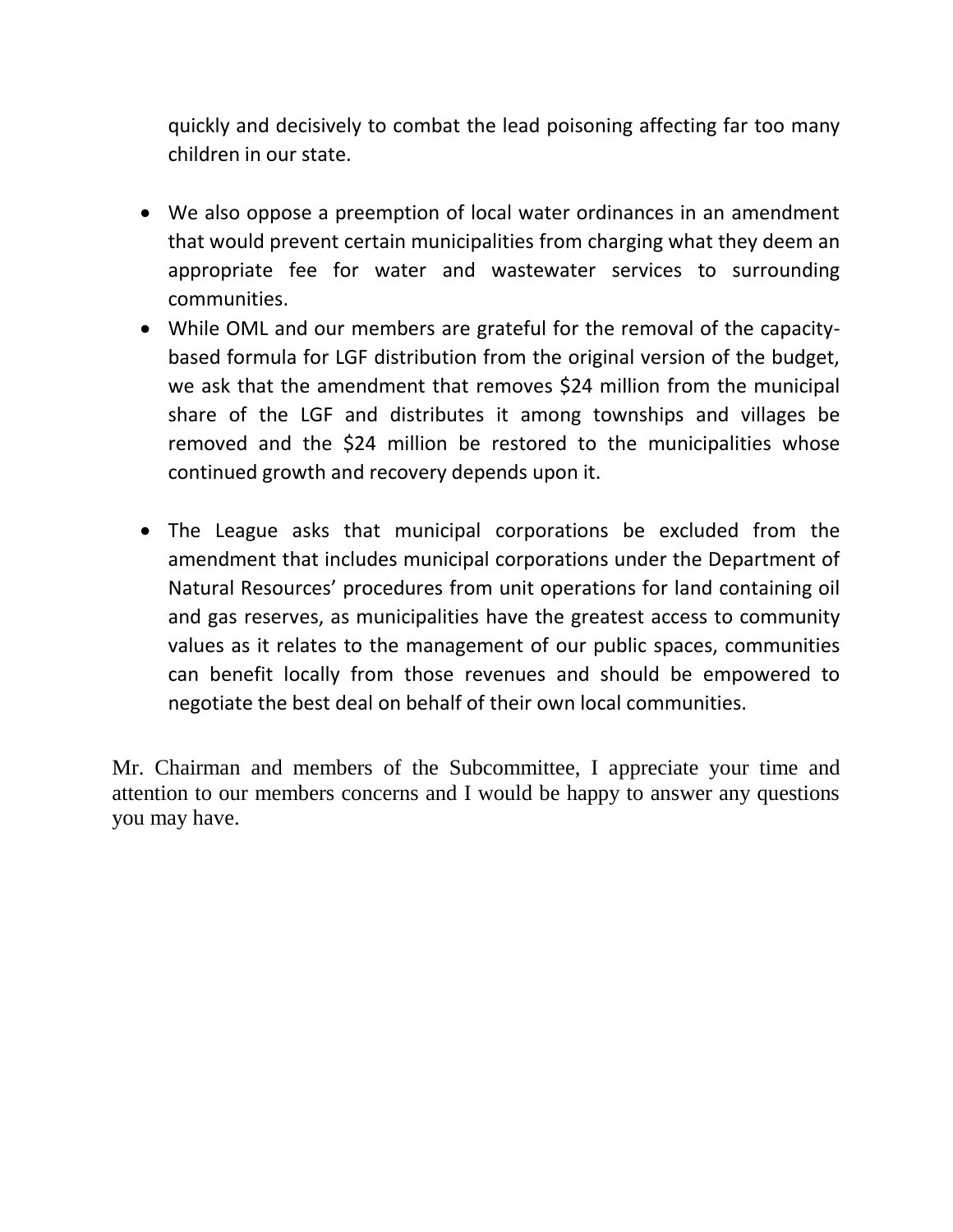quickly and decisively to combat the lead poisoning affecting far too many children in our state.

- We also oppose a preemption of local water ordinances in an amendment that would prevent certain municipalities from charging what they deem an appropriate fee for water and wastewater services to surrounding communities.
- While OML and our members are grateful for the removal of the capacity-based formula for LGF distribution from the original version of the budget, we ask that the amendment that removes $24 million from the municipal share of the LGF and distributes it among townships and villages be removed and the $24 million be restored to the municipalities whose continued growth and recovery depends upon it.

- The League asks that municipal corporations be excluded from the amendment that includes municipal corporations under the Department of Natural Resources' procedures from unit operations for land containing oil and gas reserves, as municipalities have the greatest access to community values as it relates to the management of our public spaces, communities can benefit locally from those revenues and should be empowered to negotiate the best deal on behalf of their own local communities.

Mr. Chairman and members of the Subcommittee, I appreciate your time and attention to our members concerns and I would be happy to answer any questions you may have.